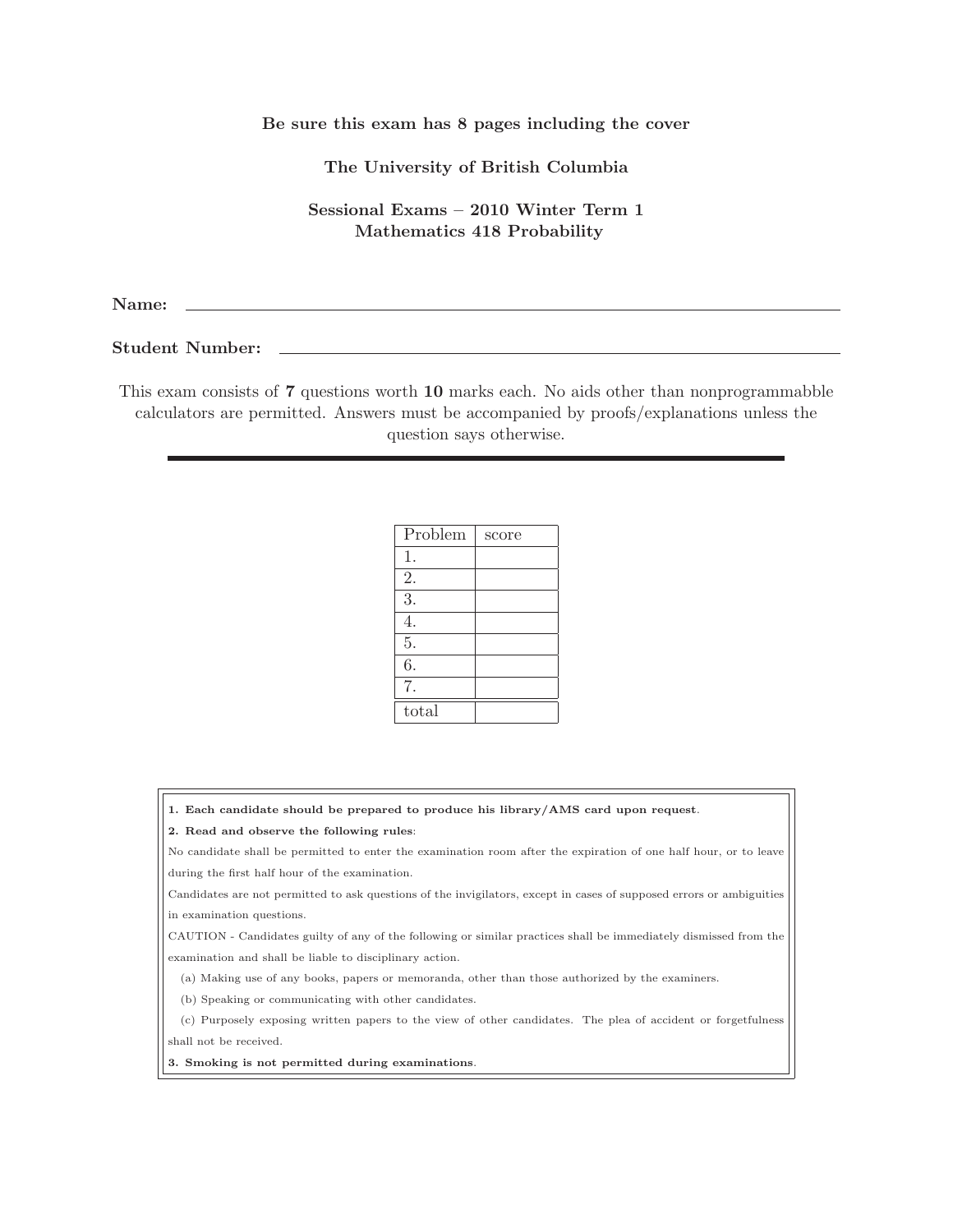**Be sure this exam has 8 pages including the cover**

**The University of British Columbia**

**Sessional Exams – 2010 Winter Term 1**
**Mathematics 418 Probability**

**Name:** ______________________________

**Student Number:** ______________________________

This exam consists of **7** questions worth **10** marks each. No aids other than nonprogrammabble calculators are permitted. Answers must be accompanied by proofs/explanations unless the question says otherwise.

---

| Problem | score |
|---|---|
| 1. | |
| 2. | |
| 3. | |
| 4. | |
| 5. | |
| 6. | |
| 7. | |
| total | |

**1. Each candidate should be prepared to produce his library/AMS card upon request**.

**2. Read and observe the following rules**:

No candidate shall be permitted to enter the examination room after the expiration of one half hour, or to leave during the first half hour of the examination.

Candidates are not permitted to ask questions of the invigilators, except in cases of supposed errors or ambiguities in examination questions.

CAUTION - Candidates guilty of any of the following or similar practices shall be immediately dismissed from the examination and shall be liable to disciplinary action.

(a) Making use of any books, papers or memoranda, other than those authorized by the examiners.

(b) Speaking or communicating with other candidates.

(c) Purposely exposing written papers to the view of other candidates. The plea of accident or forgetfulness shall not be received.

**3. Smoking is not permitted during examinations**.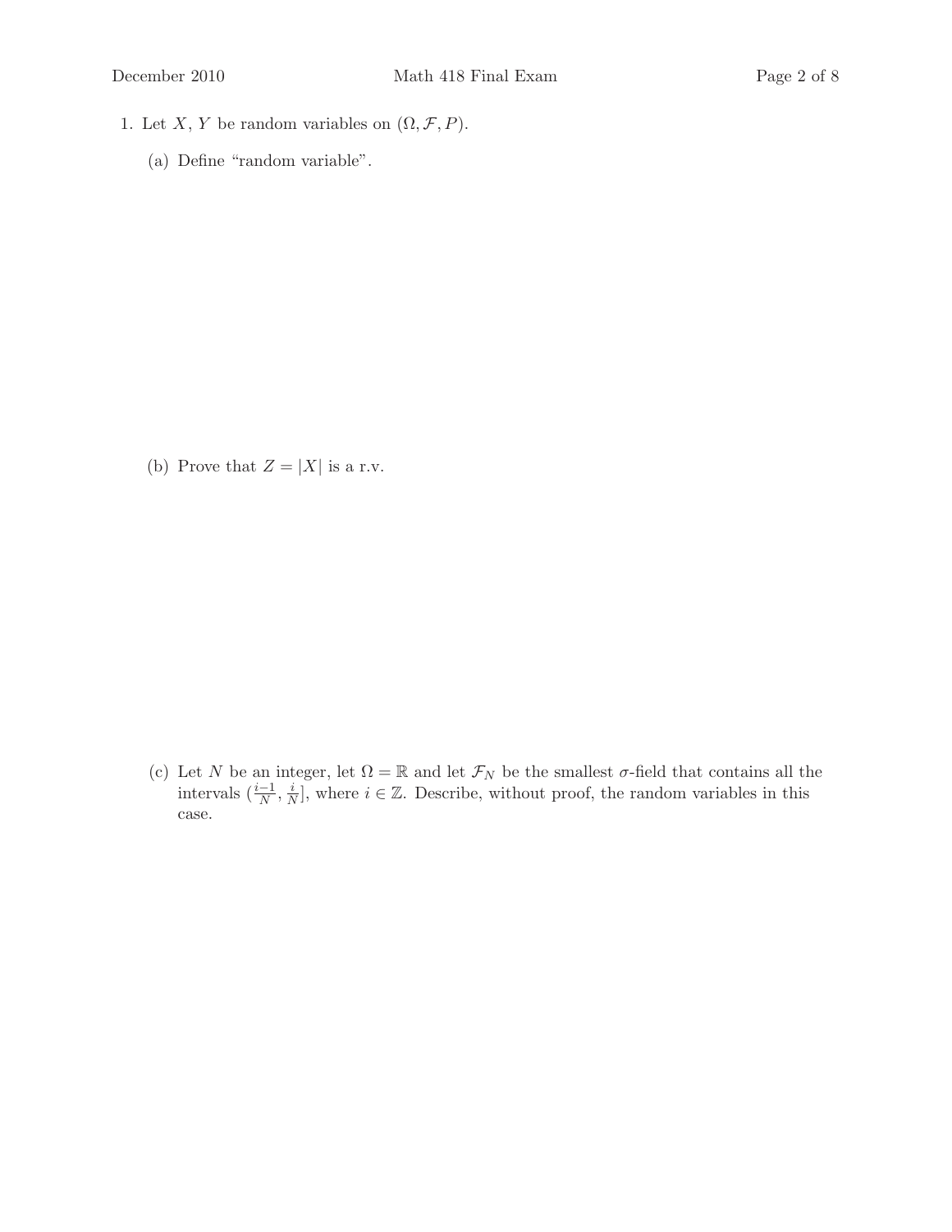1. Let $X$, $Y$ be random variables on $(\Omega, \mathcal{F}, P)$.

   (a) Define "random variable".

   (b) Prove that $Z = |X|$ is a r.v.

   (c) Let $N$ be an integer, let $\Omega = \mathbb{R}$ and let $\mathcal{F}_N$ be the smallest $\sigma$-field that contains all the intervals $(\frac{i-1}{N}, \frac{i}{N}]$, where $i \in \mathbb{Z}$. Describe, without proof, the random variables in this case.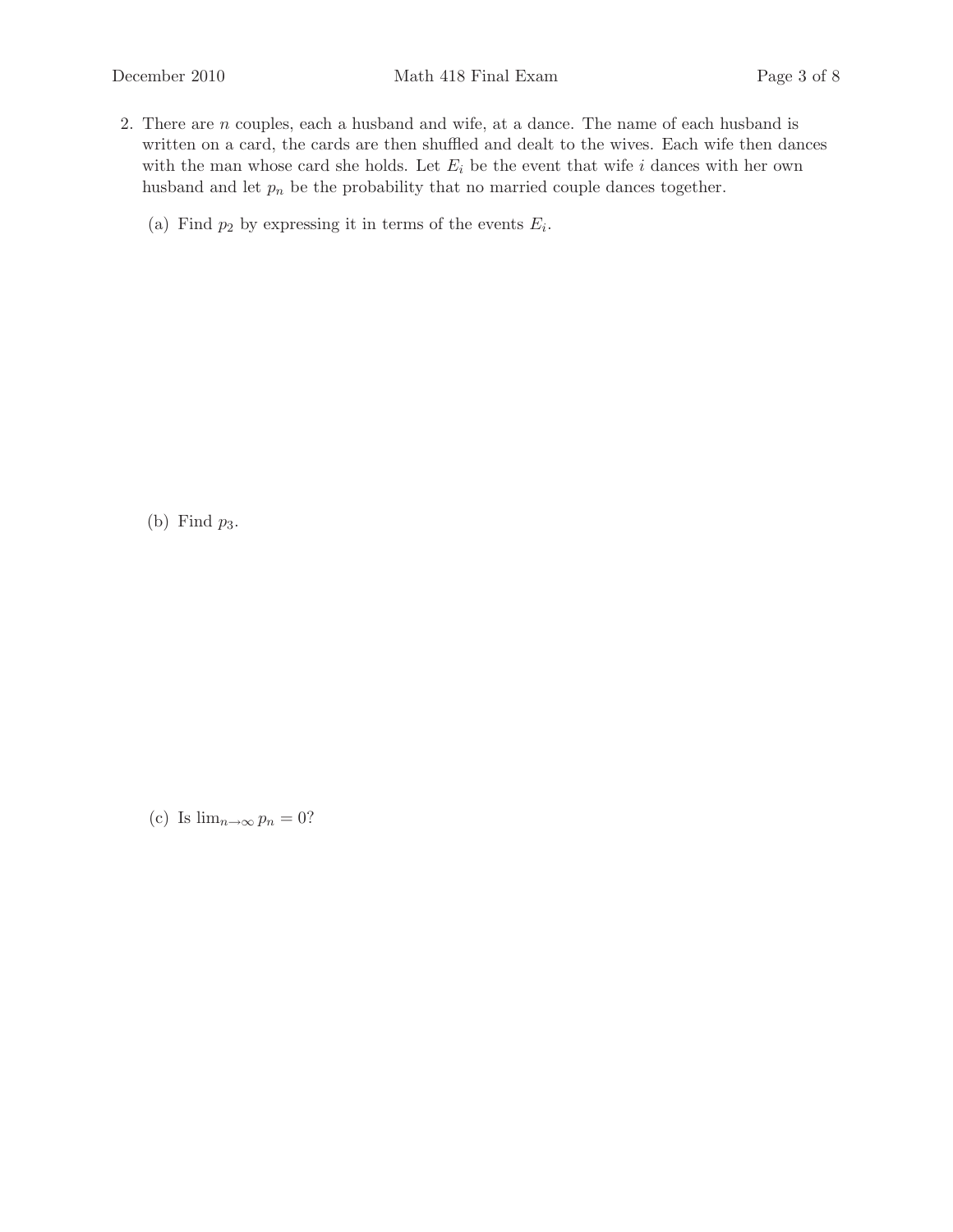2. There are $n$ couples, each a husband and wife, at a dance. The name of each husband is written on a card, the cards are then shuffled and dealt to the wives. Each wife then dances with the man whose card she holds. Let $E_i$ be the event that wife $i$ dances with her own husband and let $p_n$ be the probability that no married couple dances together.

   (a) Find $p_2$ by expressing it in terms of the events $E_i$.

   (b) Find $p_3$.

   (c) Is $\lim_{n\to\infty} p_n = 0$?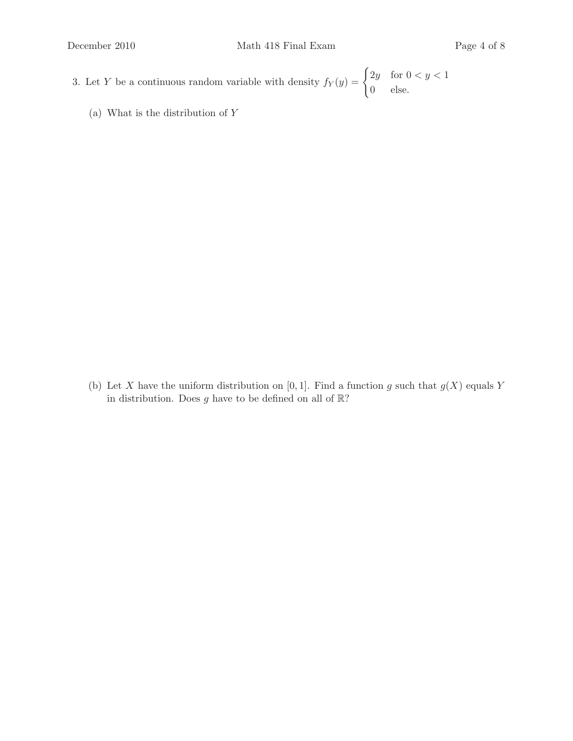3. Let $Y$ be a continuous random variable with density $f_Y(y) = \begin{cases} 2y & \text{for } 0 < y < 1 \\ 0 & \text{else.} \end{cases}$

(a) What is the distribution of $Y$

(b) Let $X$ have the uniform distribution on $[0, 1]$. Find a function $g$ such that $g(X)$ equals $Y$ in distribution. Does $g$ have to be defined on all of $\mathbb{R}$?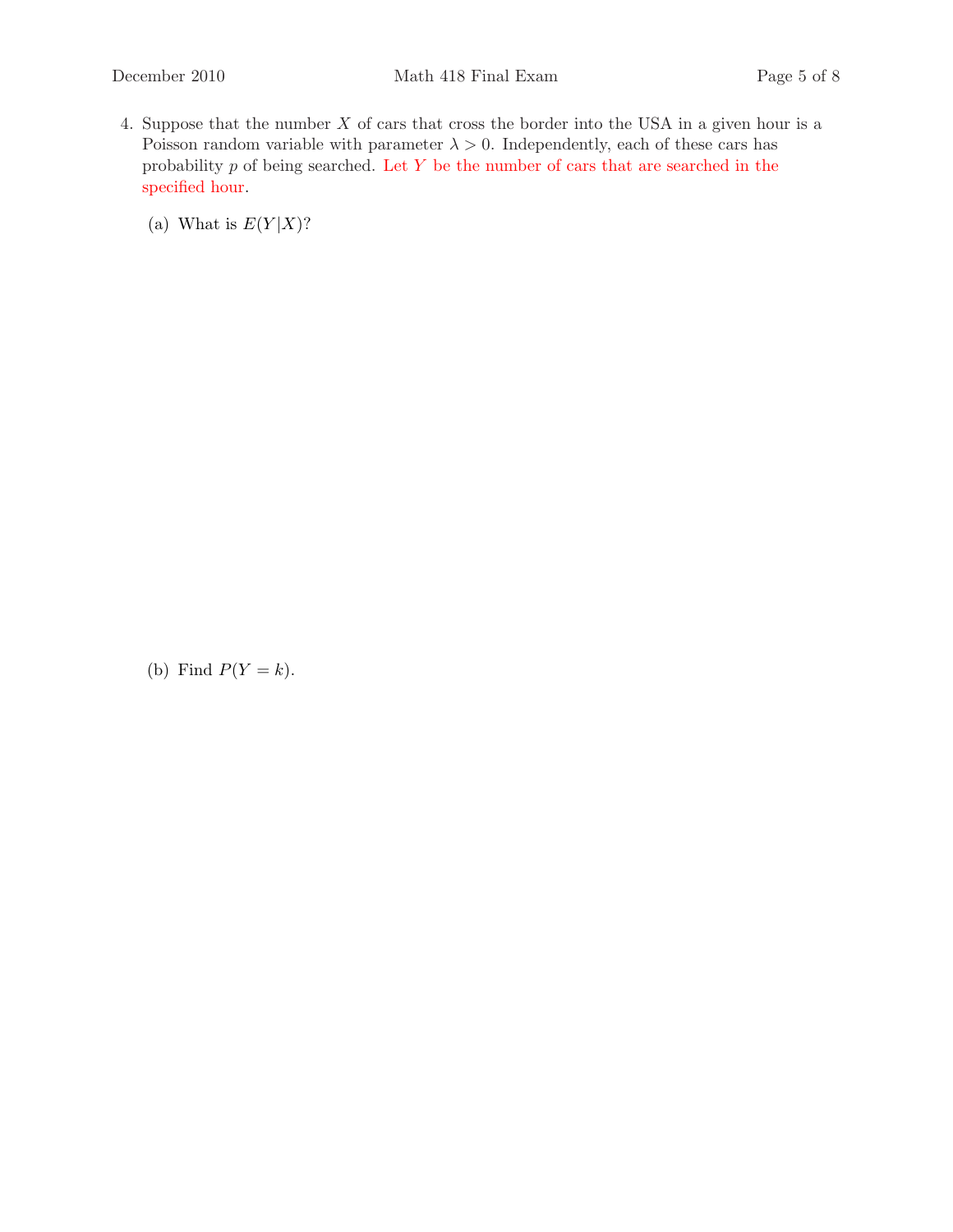4. Suppose that the number $X$ of cars that cross the border into the USA in a given hour is a Poisson random variable with parameter $\lambda > 0$. Independently, each of these cars has probability $p$ of being searched. Let $Y$ be the number of cars that are searched in the specified hour.

   (a) What is $E(Y|X)$?

   (b) Find $P(Y = k)$.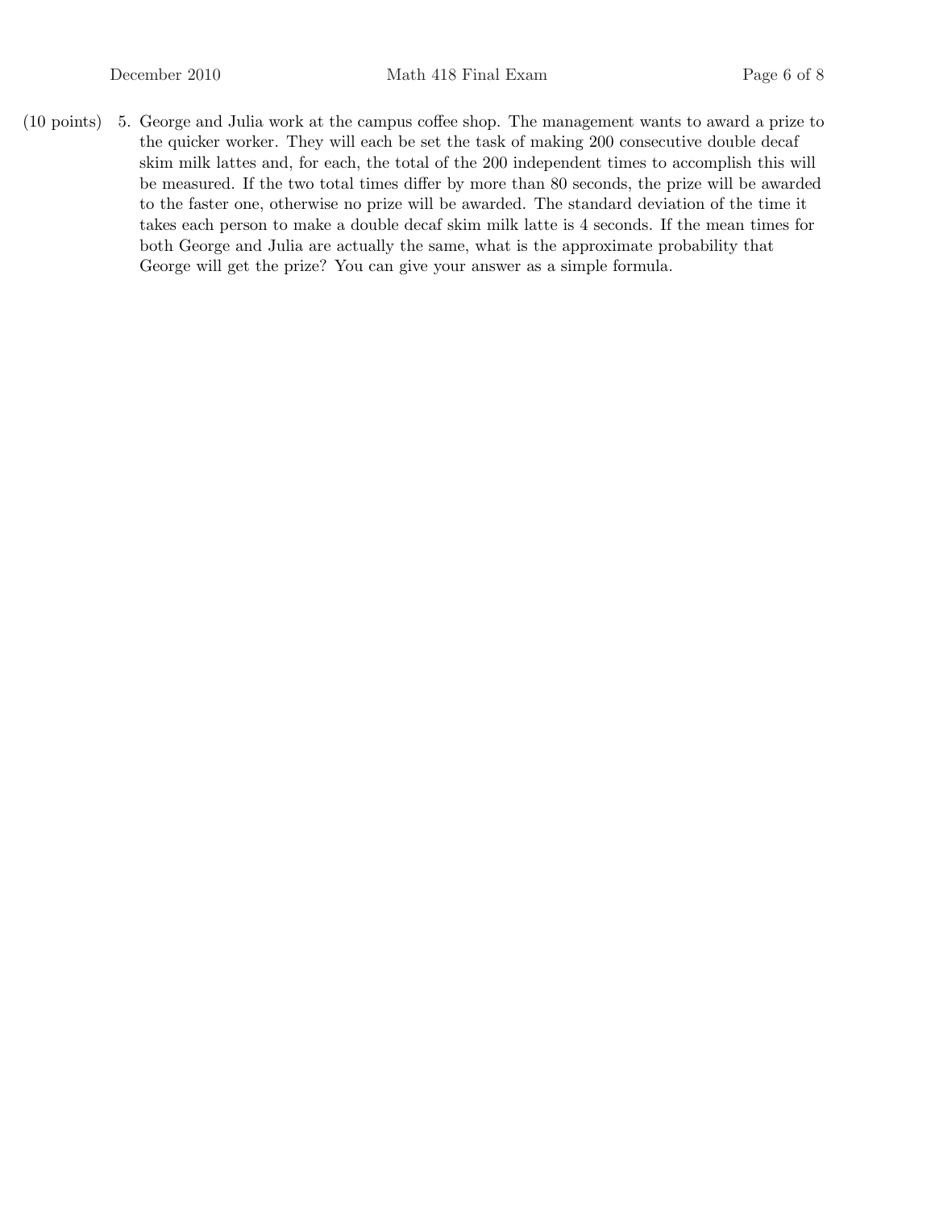(10 points) 5. George and Julia work at the campus coffee shop. The management wants to award a prize to the quicker worker. They will each be set the task of making 200 consecutive double decaf skim milk lattes and, for each, the total of the 200 independent times to accomplish this will be measured. If the two total times differ by more than 80 seconds, the prize will be awarded to the faster one, otherwise no prize will be awarded. The standard deviation of the time it takes each person to make a double decaf skim milk latte is 4 seconds. If the mean times for both George and Julia are actually the same, what is the approximate probability that George will get the prize? You can give your answer as a simple formula.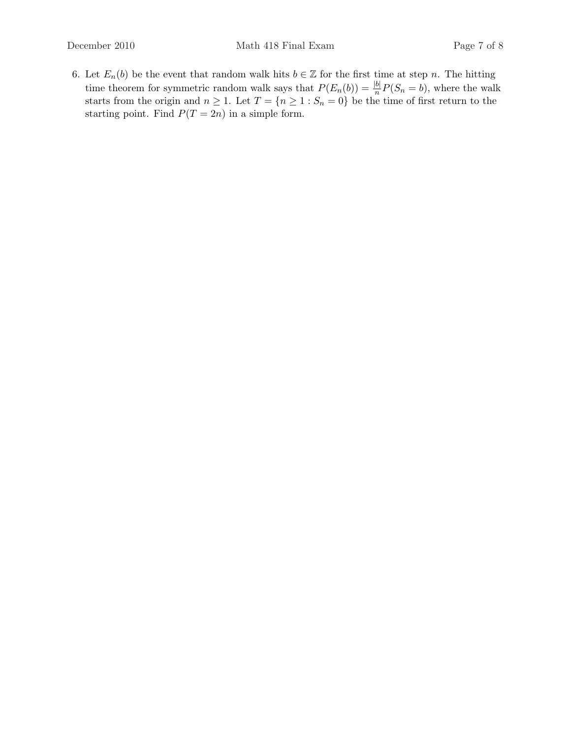6. Let $E_n(b)$ be the event that random walk hits $b \in \mathbb{Z}$ for the first time at step $n$. The hitting time theorem for symmetric random walk says that $P(E_n(b)) = \frac{|b|}{n} P(S_n = b)$, where the walk starts from the origin and $n \geq 1$. Let $T = \{n \geq 1 : S_n = 0\}$ be the time of first return to the starting point. Find $P(T = 2n)$ in a simple form.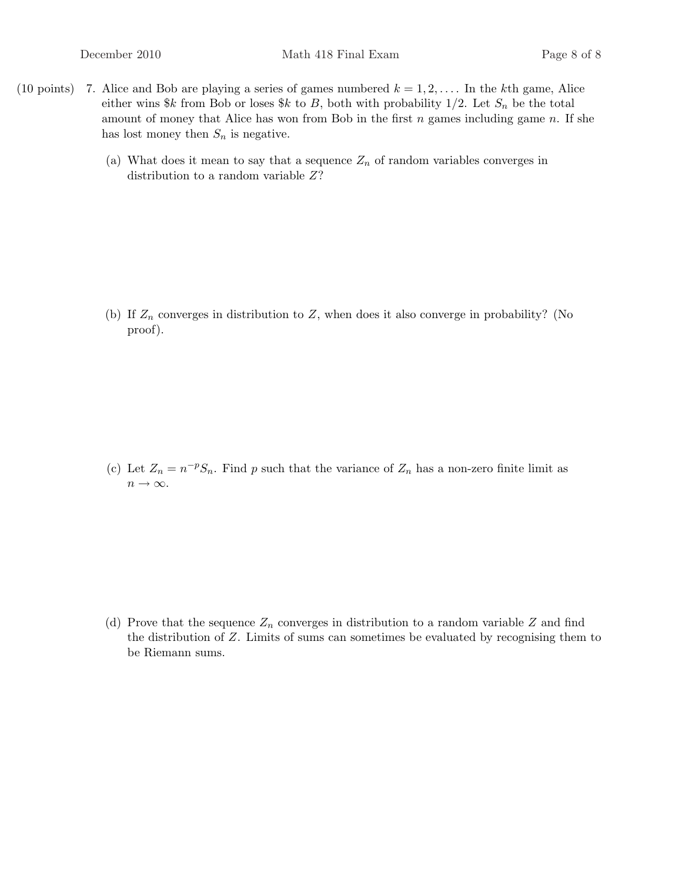(10 points) 7. Alice and Bob are playing a series of games numbered $k = 1, 2, \ldots$. In the $k$th game, Alice either wins \$$k$ from Bob or loses \$$k$ to $B$, both with probability $1/2$. Let $S_n$ be the total amount of money that Alice has won from Bob in the first $n$ games including game $n$. If she has lost money then $S_n$ is negative.

(a) What does it mean to say that a sequence $Z_n$ of random variables converges in distribution to a random variable $Z$?

(b) If $Z_n$ converges in distribution to $Z$, when does it also converge in probability? (No proof).

(c) Let $Z_n = n^{-p} S_n$. Find $p$ such that the variance of $Z_n$ has a non-zero finite limit as $n \to \infty$.

(d) Prove that the sequence $Z_n$ converges in distribution to a random variable $Z$ and find the distribution of $Z$. Limits of sums can sometimes be evaluated by recognising them to be Riemann sums.